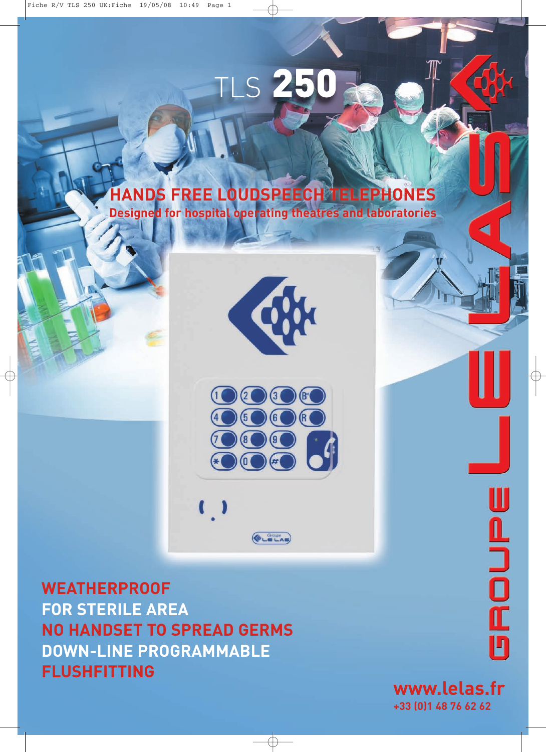# TLS 250

## HANDS FREE LOUDSPEECH TELEPHONES

**Designed for hospital operating theatres and laboratories**

**WEATHERPROOF**
**FOR STERILE AREA**
**NO HANDSET TO SPREAD GERMS**
**DOWN-LINE PROGRAMMABLE**
**FLUSHFITTING**

GROUPE LELAS

**www.lelas.fr**
**+33 (0)1 48 76 62 62**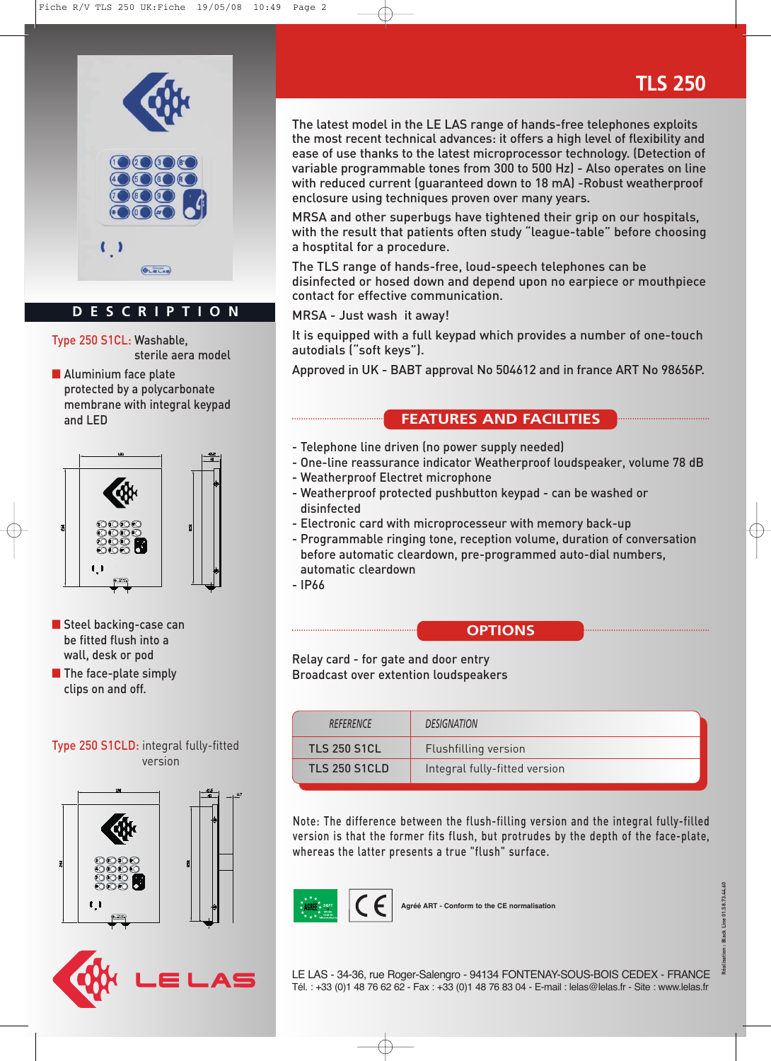# TLS 250

The latest model in the LE LAS range of hands-free telephones exploits the most recent technical advances: it offers a high level of flexibility and ease of use thanks to the latest microprocessor technology. (Detection of variable programmable tones from 300 to 500 Hz) - Also operates on line with reduced current (guaranteed down to 18 mA) -Robust weatherproof enclosure using techniques proven over many years.

MRSA and other superbugs have tightened their grip on our hospitals, with the result that patients often study “league-table” before choosing a hosptital for a procedure.

The TLS range of hands-free, loud-speech telephones can be disinfected or hosed down and depend upon no earpiece or mouthpiece contact for effective communication.

MRSA - Just wash  it away!

It is equipped with a full keypad which provides a number of one-touch autodials (“soft keys”).

Approved in UK - BABT approval No 504612 and in france ART No 98656P.

## DESCRIPTION

**Type 250 S1CL:** Washable, sterile aera model

- Aluminium face plate protected by a polycarbonate membrane with integral keypad and LED
- Steel backing-case can be fitted flush into a wall, desk or pod
- The face-plate simply clips on and off.

**Type 250 S1CLD:** integral fully-fitted version

## FEATURES AND FACILITIES

- Telephone line driven (no power supply needed)
- One-line reassurance indicator Weatherproof loudspeaker, volume 78 dB
- Weatherproof Electret microphone
- Weatherproof protected pushbutton keypad - can be washed or disinfected
- Electronic card with microprocesseur with memory back-up
- Programmable ringing tone, reception volume, duration of conversation before automatic cleardown, pre-programmed auto-dial numbers, automatic cleardown
- IP66

## OPTIONS

Relay card - for gate and door entry
Broadcast over extention loudspeakers

| REFERENCE | DESIGNATION |
|---|---|
| TLS 250 S1CL | Flushfilling version |
| TLS 250 S1CLD | Integral fully-fitted version |

Note: The difference between the flush-filling version and the integral fully-filled version is that the former fits flush, but protrudes by the depth of the face-plate, whereas the latter presents a true "flush" surface.

Agréé ART - Conform to the CE normalisation

LE LAS - 34-36, rue Roger-Salengro - 94134 FONTENAY-SOUS-BOIS CEDEX - FRANCE
Tél. : +33 (0)1 48 76 62 62 - Fax : +33 (0)1 48 76 83 04 - E-mail : lelas@lelas.fr - Site : www.lelas.fr